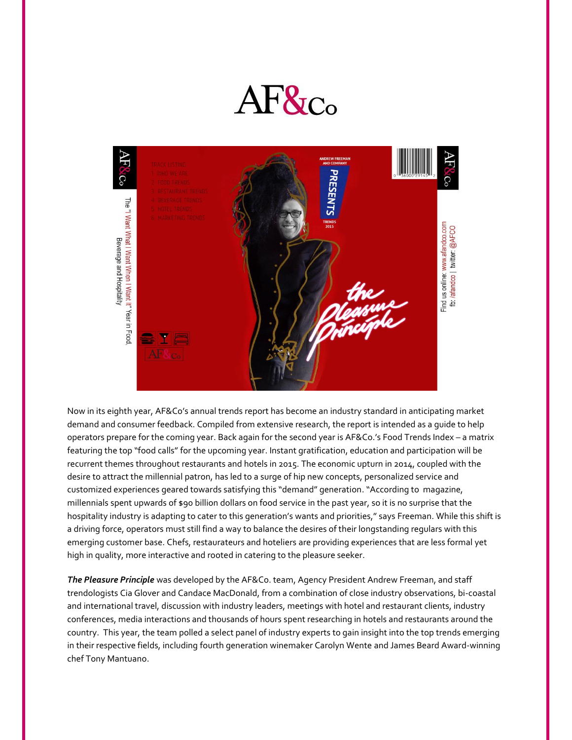# AF&Co

Now in its eighth year, AF&Co's annual trends report has become an industry standard in anticipating market demand and consumer feedback. Compiled from extensive research, the report is intended as a guide to help operators prepare for the coming year. Back again for the second year is AF&Co.'s Food Trends Index – a matrix featuring the top "food calls" for the upcoming year. Instant gratification, education and participation will be recurrent themes throughout restaurants and hotels in 2015. The economic upturn in 2014, coupled with the desire to attract the millennial patron, has led to a surge of hip new concepts, personalized service and customized experiences geared towards satisfying this "demand" generation. "According to magazine, millennials spent upwards of $90 billion dollars on food service in the past year, so it is no surprise that the hospitality industry is adapting to cater to this generation's wants and priorities," says Freeman. While this shift is a driving force, operators must still find a way to balance the desires of their longstanding regulars with this emerging customer base. Chefs, restaurateurs and hoteliers are providing experiences that are less formal yet high in quality, more interactive and rooted in catering to the pleasure seeker.

***The Pleasure Principle*** was developed by the AF&Co. team, Agency President Andrew Freeman, and staff trendologists Cia Glover and Candace MacDonald, from a combination of close industry observations, bi-coastal and international travel, discussion with industry leaders, meetings with hotel and restaurant clients, industry conferences, media interactions and thousands of hours spent researching in hotels and restaurants around the country. This year, the team polled a select panel of industry experts to gain insight into the top trends emerging in their respective fields, including fourth generation winemaker Carolyn Wente and James Beard Award-winning chef Tony Mantuano.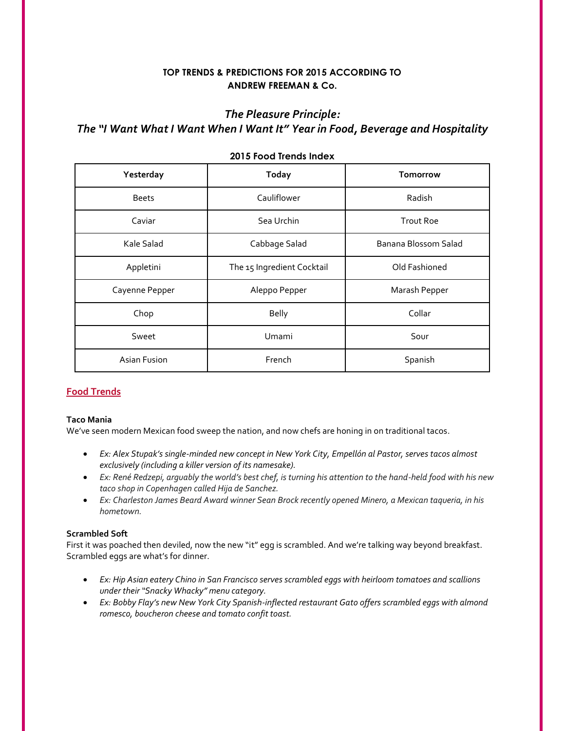**TOP TRENDS & PREDICTIONS FOR 2015 ACCORDING TO ANDREW FREEMAN & Co.**

## *The Pleasure Principle: The "I Want What I Want When I Want It" Year in Food, Beverage and Hospitality*

**2015 Food Trends Index**

| Yesterday | Today | Tomorrow |
|---|---|---|
| Beets | Cauliflower | Radish |
| Caviar | Sea Urchin | Trout Roe |
| Kale Salad | Cabbage Salad | Banana Blossom Salad |
| Appletini | The 15 Ingredient Cocktail | Old Fashioned |
| Cayenne Pepper | Aleppo Pepper | Marash Pepper |
| Chop | Belly | Collar |
| Sweet | Umami | Sour |
| Asian Fusion | French | Spanish |

## Food Trends

**Taco Mania**

We've seen modern Mexican food sweep the nation, and now chefs are honing in on traditional tacos.

- *Ex: Alex Stupak's single-minded new concept in New York City, Empellón al Pastor, serves tacos almost exclusively (including a killer version of its namesake).*
- *Ex: René Redzepi, arguably the world's best chef, is turning his attention to the hand-held food with his new taco shop in Copenhagen called Hija de Sanchez.*
- *Ex: Charleston James Beard Award winner Sean Brock recently opened Minero, a Mexican taqueria, in his hometown.*

**Scrambled Soft**

First it was poached then deviled, now the new "it" egg is scrambled. And we're talking way beyond breakfast. Scrambled eggs are what's for dinner.

- *Ex: Hip Asian eatery Chino in San Francisco serves scrambled eggs with heirloom tomatoes and scallions under their "Snacky Whacky" menu category.*
- *Ex: Bobby Flay's new New York City Spanish-inflected restaurant Gato offers scrambled eggs with almond romesco, boucheron cheese and tomato confit toast.*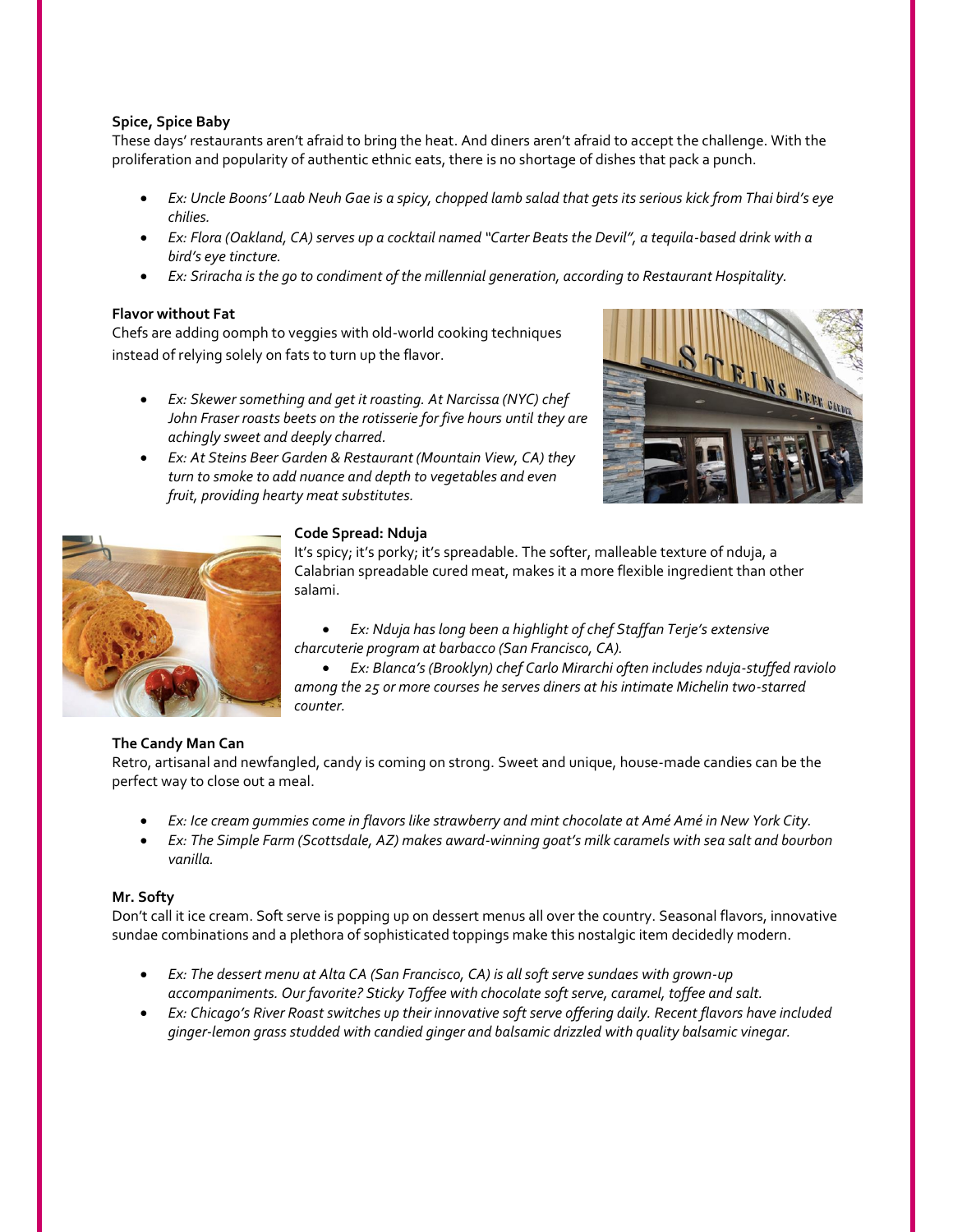**Spice, Spice Baby**

These days' restaurants aren't afraid to bring the heat. And diners aren't afraid to accept the challenge. With the proliferation and popularity of authentic ethnic eats, there is no shortage of dishes that pack a punch.

- *Ex: Uncle Boons' Laab Neuh Gae is a spicy, chopped lamb salad that gets its serious kick from Thai bird's eye chilies.*
- *Ex: Flora (Oakland, CA) serves up a cocktail named "Carter Beats the Devil", a tequila-based drink with a bird's eye tincture.*
- *Ex: Sriracha is the go to condiment of the millennial generation, according to Restaurant Hospitality.*

**Flavor without Fat**

Chefs are adding oomph to veggies with old-world cooking techniques instead of relying solely on fats to turn up the flavor.

- *Ex: Skewer something and get it roasting. At Narcissa (NYC) chef John Fraser roasts beets on the rotisserie for five hours until they are achingly sweet and deeply charred.*
- *Ex: At Steins Beer Garden & Restaurant (Mountain View, CA) they turn to smoke to add nuance and depth to vegetables and even fruit, providing hearty meat substitutes.*

**Code Spread: Nduja**

It's spicy; it's porky; it's spreadable. The softer, malleable texture of nduja, a Calabrian spreadable cured meat, makes it a more flexible ingredient than other salami.

- *Ex: Nduja has long been a highlight of chef Staffan Terje's extensive charcuterie program at barbacco (San Francisco, CA).*
- *Ex: Blanca's (Brooklyn) chef Carlo Mirarchi often includes nduja-stuffed raviolo among the 25 or more courses he serves diners at his intimate Michelin two-starred counter.*

**The Candy Man Can**

Retro, artisanal and newfangled, candy is coming on strong. Sweet and unique, house-made candies can be the perfect way to close out a meal.

- *Ex: Ice cream gummies come in flavors like strawberry and mint chocolate at Amé Amé in New York City.*
- *Ex: The Simple Farm (Scottsdale, AZ) makes award-winning goat's milk caramels with sea salt and bourbon vanilla.*

**Mr. Softy**

Don't call it ice cream. Soft serve is popping up on dessert menus all over the country. Seasonal flavors, innovative sundae combinations and a plethora of sophisticated toppings make this nostalgic item decidedly modern.

- *Ex: The dessert menu at Alta CA (San Francisco, CA) is all soft serve sundaes with grown-up accompaniments. Our favorite? Sticky Toffee with chocolate soft serve, caramel, toffee and salt.*
- *Ex: Chicago's River Roast switches up their innovative soft serve offering daily. Recent flavors have included ginger-lemon grass studded with candied ginger and balsamic drizzled with quality balsamic vinegar.*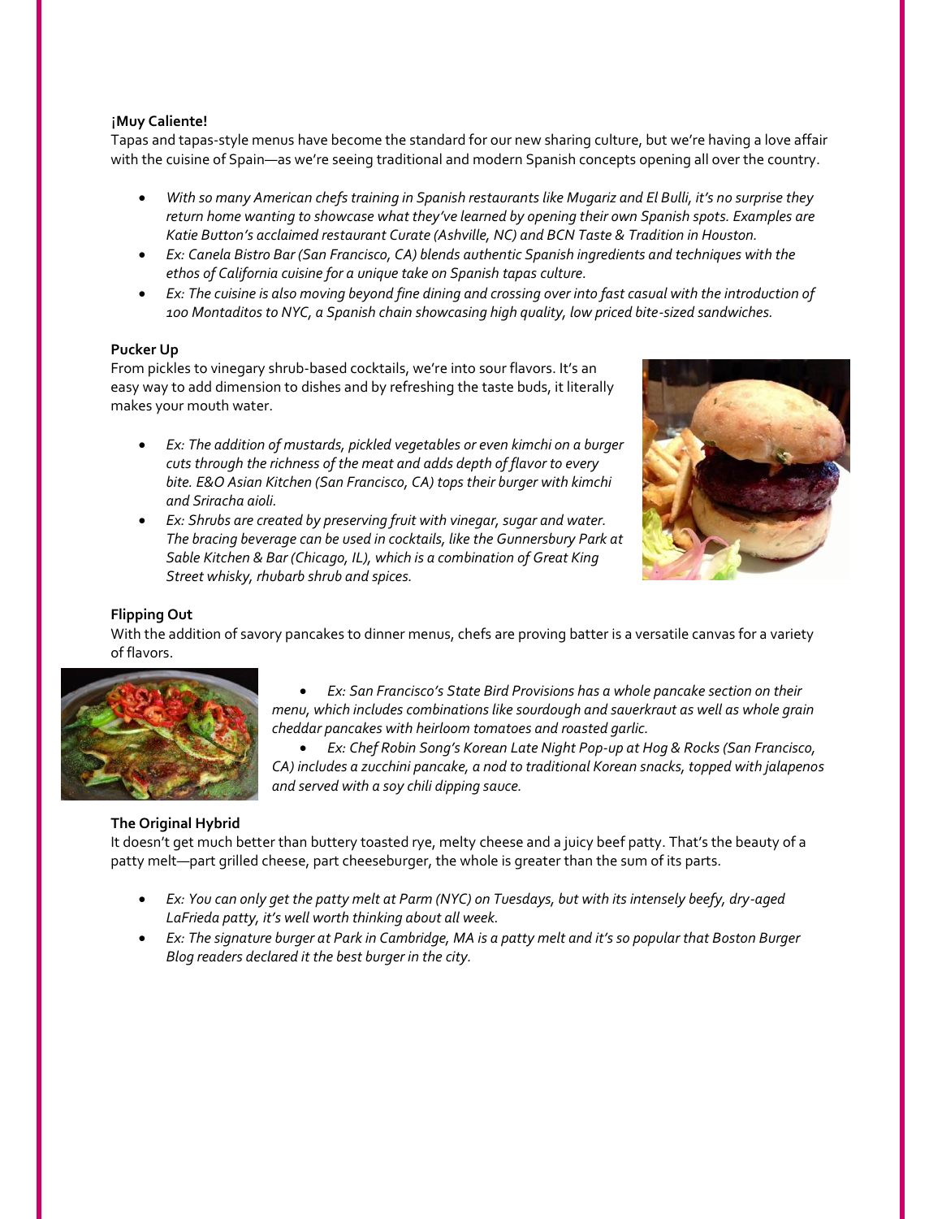**¡Muy Caliente!**

Tapas and tapas-style menus have become the standard for our new sharing culture, but we're having a love affair with the cuisine of Spain—as we're seeing traditional and modern Spanish concepts opening all over the country.

- *With so many American chefs training in Spanish restaurants like Mugariz and El Bulli, it's no surprise they return home wanting to showcase what they've learned by opening their own Spanish spots. Examples are Katie Button's acclaimed restaurant Curate (Ashville, NC) and BCN Taste & Tradition in Houston.*
- *Ex: Canela Bistro Bar (San Francisco, CA) blends authentic Spanish ingredients and techniques with the ethos of California cuisine for a unique take on Spanish tapas culture.*
- *Ex: The cuisine is also moving beyond fine dining and crossing over into fast casual with the introduction of 100 Montaditos to NYC, a Spanish chain showcasing high quality, low priced bite-sized sandwiches.*

**Pucker Up**

From pickles to vinegary shrub-based cocktails, we're into sour flavors. It's an easy way to add dimension to dishes and by refreshing the taste buds, it literally makes your mouth water.

- *Ex: The addition of mustards, pickled vegetables or even kimchi on a burger cuts through the richness of the meat and adds depth of flavor to every bite. E&O Asian Kitchen (San Francisco, CA) tops their burger with kimchi and Sriracha aioli.*
- *Ex: Shrubs are created by preserving fruit with vinegar, sugar and water. The bracing beverage can be used in cocktails, like the Gunnersbury Park at Sable Kitchen & Bar (Chicago, IL), which is a combination of Great King Street whisky, rhubarb shrub and spices.*

**Flipping Out**

With the addition of savory pancakes to dinner menus, chefs are proving batter is a versatile canvas for a variety of flavors.

- *Ex: San Francisco's State Bird Provisions has a whole pancake section on their menu, which includes combinations like sourdough and sauerkraut as well as whole grain cheddar pancakes with heirloom tomatoes and roasted garlic.*
- *Ex: Chef Robin Song's Korean Late Night Pop-up at Hog & Rocks (San Francisco, CA) includes a zucchini pancake, a nod to traditional Korean snacks, topped with jalapenos and served with a soy chili dipping sauce.*

**The Original Hybrid**

It doesn't get much better than buttery toasted rye, melty cheese and a juicy beef patty. That's the beauty of a patty melt—part grilled cheese, part cheeseburger, the whole is greater than the sum of its parts.

- *Ex: You can only get the patty melt at Parm (NYC) on Tuesdays, but with its intensely beefy, dry-aged LaFrieda patty, it's well worth thinking about all week.*
- *Ex: The signature burger at Park in Cambridge, MA is a patty melt and it's so popular that Boston Burger Blog readers declared it the best burger in the city.*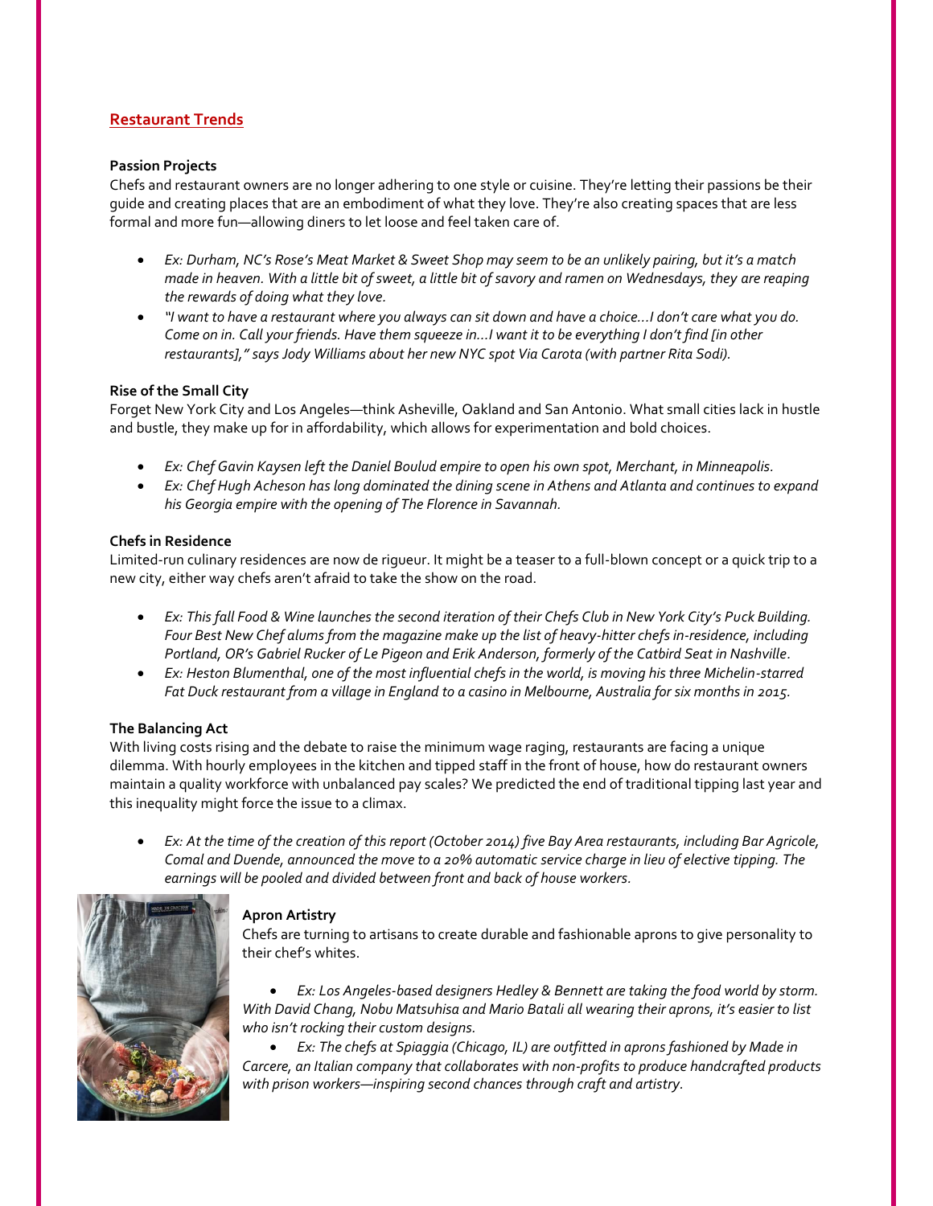## Restaurant Trends

**Passion Projects**

Chefs and restaurant owners are no longer adhering to one style or cuisine. They're letting their passions be their guide and creating places that are an embodiment of what they love. They're also creating spaces that are less formal and more fun—allowing diners to let loose and feel taken care of.

- *Ex: Durham, NC's Rose's Meat Market & Sweet Shop may seem to be an unlikely pairing, but it's a match made in heaven. With a little bit of sweet, a little bit of savory and ramen on Wednesdays, they are reaping the rewards of doing what they love.*
- *"I want to have a restaurant where you always can sit down and have a choice…I don't care what you do. Come on in. Call your friends. Have them squeeze in…I want it to be everything I don't find [in other restaurants]," says Jody Williams about her new NYC spot Via Carota (with partner Rita Sodi).*

**Rise of the Small City**

Forget New York City and Los Angeles—think Asheville, Oakland and San Antonio. What small cities lack in hustle and bustle, they make up for in affordability, which allows for experimentation and bold choices.

- *Ex: Chef Gavin Kaysen left the Daniel Boulud empire to open his own spot, Merchant, in Minneapolis.*
- *Ex: Chef Hugh Acheson has long dominated the dining scene in Athens and Atlanta and continues to expand his Georgia empire with the opening of The Florence in Savannah.*

**Chefs in Residence**

Limited-run culinary residences are now de rigueur. It might be a teaser to a full-blown concept or a quick trip to a new city, either way chefs aren't afraid to take the show on the road.

- *Ex: This fall Food & Wine launches the second iteration of their Chefs Club in New York City's Puck Building. Four Best New Chef alums from the magazine make up the list of heavy-hitter chefs in-residence, including Portland, OR's Gabriel Rucker of Le Pigeon and Erik Anderson, formerly of the Catbird Seat in Nashville.*
- *Ex: Heston Blumenthal, one of the most influential chefs in the world, is moving his three Michelin-starred Fat Duck restaurant from a village in England to a casino in Melbourne, Australia for six months in 2015.*

**The Balancing Act**

With living costs rising and the debate to raise the minimum wage raging, restaurants are facing a unique dilemma. With hourly employees in the kitchen and tipped staff in the front of house, how do restaurant owners maintain a quality workforce with unbalanced pay scales? We predicted the end of traditional tipping last year and this inequality might force the issue to a climax.

- *Ex: At the time of the creation of this report (October 2014) five Bay Area restaurants, including Bar Agricole, Comal and Duende, announced the move to a 20% automatic service charge in lieu of elective tipping. The earnings will be pooled and divided between front and back of house workers.*

**Apron Artistry**

Chefs are turning to artisans to create durable and fashionable aprons to give personality to their chef's whites.

- *Ex: Los Angeles-based designers Hedley & Bennett are taking the food world by storm. With David Chang, Nobu Matsuhisa and Mario Batali all wearing their aprons, it's easier to list who isn't rocking their custom designs.*
- *Ex: The chefs at Spiaggia (Chicago, IL) are outfitted in aprons fashioned by Made in Carcere, an Italian company that collaborates with non-profits to produce handcrafted products with prison workers—inspiring second chances through craft and artistry.*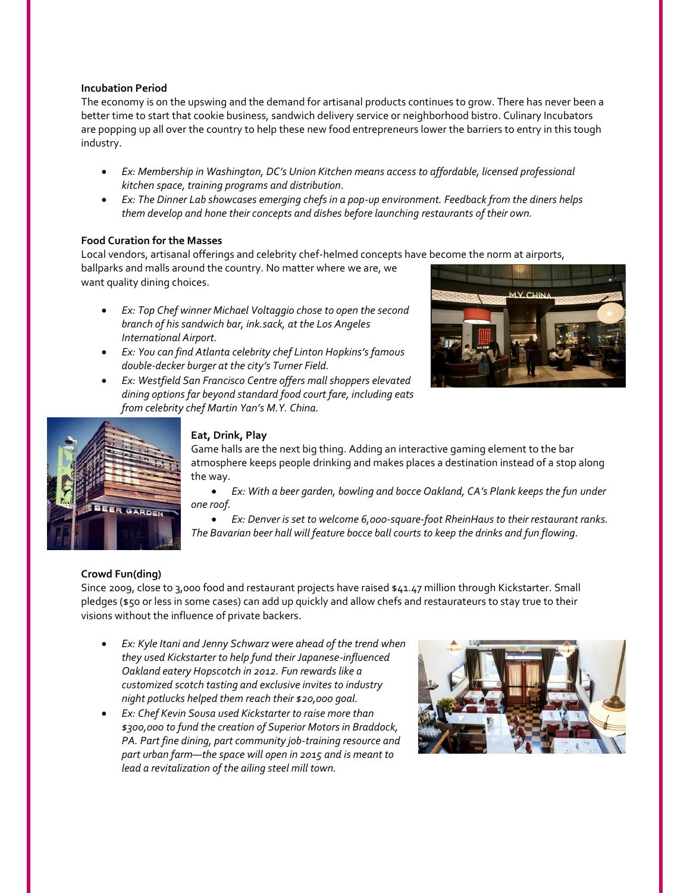**Incubation Period**

The economy is on the upswing and the demand for artisanal products continues to grow. There has never been a better time to start that cookie business, sandwich delivery service or neighborhood bistro. Culinary Incubators are popping up all over the country to help these new food entrepreneurs lower the barriers to entry in this tough industry.

- *Ex: Membership in Washington, DC's Union Kitchen means access to affordable, licensed professional kitchen space, training programs and distribution.*
- *Ex: The Dinner Lab showcases emerging chefs in a pop-up environment. Feedback from the diners helps them develop and hone their concepts and dishes before launching restaurants of their own.*

**Food Curation for the Masses**

Local vendors, artisanal offerings and celebrity chef-helmed concepts have become the norm at airports, ballparks and malls around the country. No matter where we are, we want quality dining choices.

- *Ex: Top Chef winner Michael Voltaggio chose to open the second branch of his sandwich bar, ink.sack, at the Los Angeles International Airport.*
- *Ex: You can find Atlanta celebrity chef Linton Hopkins's famous double-decker burger at the city's Turner Field.*
- *Ex: Westfield San Francisco Centre offers mall shoppers elevated dining options far beyond standard food court fare, including eats from celebrity chef Martin Yan's M.Y. China.*

**Eat, Drink, Play**

Game halls are the next big thing. Adding an interactive gaming element to the bar atmosphere keeps people drinking and makes places a destination instead of a stop along the way.

- *Ex: With a beer garden, bowling and bocce Oakland, CA's Plank keeps the fun under one roof.*
- *Ex: Denver is set to welcome 6,000-square-foot RheinHaus to their restaurant ranks. The Bavarian beer hall will feature bocce ball courts to keep the drinks and fun flowing.*

**Crowd Fun(ding)**

Since 2009, close to 3,000 food and restaurant projects have raised $41.47 million through Kickstarter. Small pledges ($50 or less in some cases) can add up quickly and allow chefs and restaurateurs to stay true to their visions without the influence of private backers.

- *Ex: Kyle Itani and Jenny Schwarz were ahead of the trend when they used Kickstarter to help fund their Japanese-influenced Oakland eatery Hopscotch in 2012. Fun rewards like a customized scotch tasting and exclusive invites to industry night potlucks helped them reach their $20,000 goal.*
- *Ex: Chef Kevin Sousa used Kickstarter to raise more than $300,000 to fund the creation of Superior Motors in Braddock, PA. Part fine dining, part community job-training resource and part urban farm—the space will open in 2015 and is meant to lead a revitalization of the ailing steel mill town.*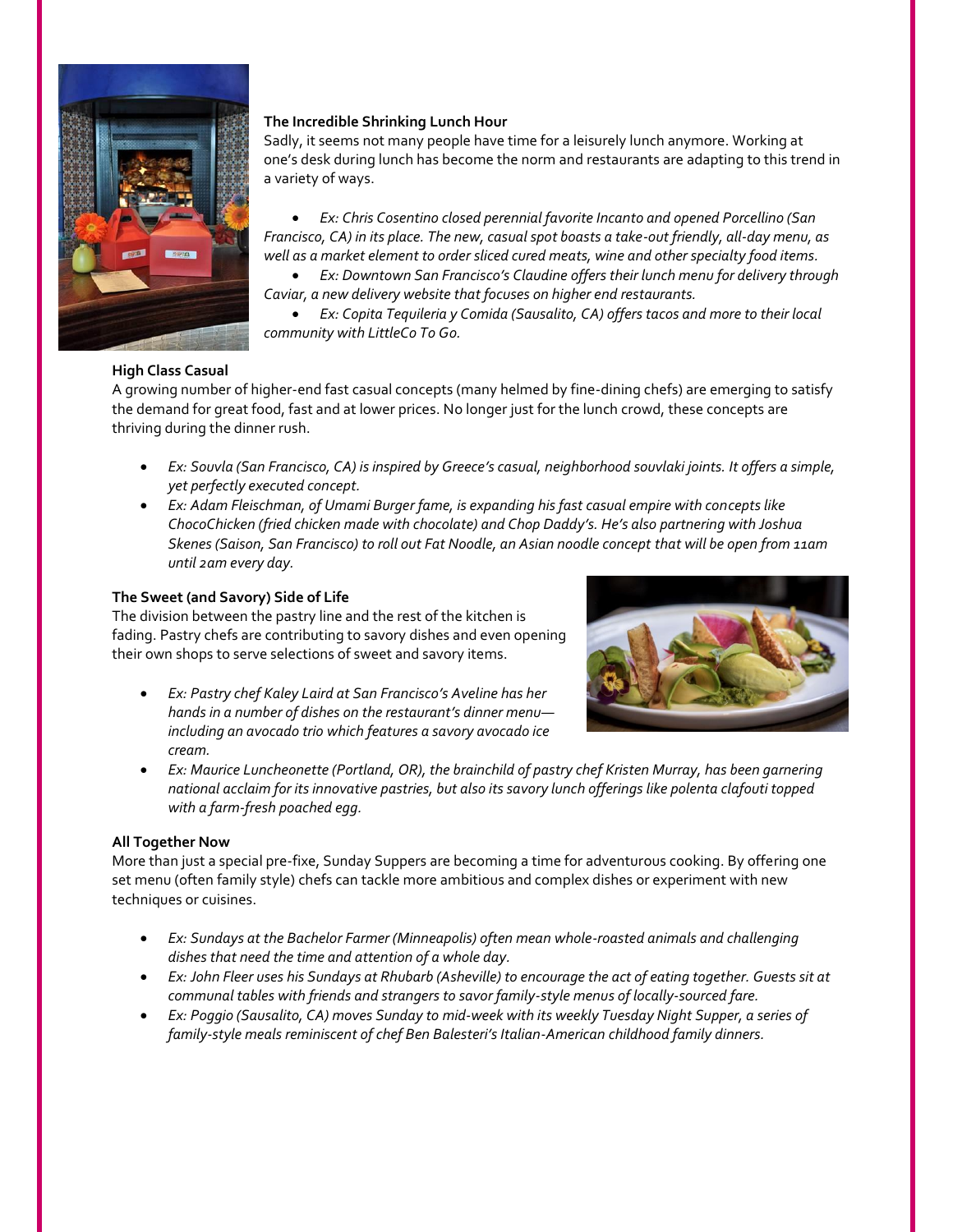**The Incredible Shrinking Lunch Hour**

Sadly, it seems not many people have time for a leisurely lunch anymore. Working at one's desk during lunch has become the norm and restaurants are adapting to this trend in a variety of ways.

- *Ex: Chris Cosentino closed perennial favorite Incanto and opened Porcellino (San Francisco, CA) in its place. The new, casual spot boasts a take-out friendly, all-day menu, as well as a market element to order sliced cured meats, wine and other specialty food items.*
- *Ex: Downtown San Francisco's Claudine offers their lunch menu for delivery through Caviar, a new delivery website that focuses on higher end restaurants.*
- *Ex: Copita Tequileria y Comida (Sausalito, CA) offers tacos and more to their local community with LittleCo To Go.*

**High Class Casual**

A growing number of higher-end fast casual concepts (many helmed by fine-dining chefs) are emerging to satisfy the demand for great food, fast and at lower prices. No longer just for the lunch crowd, these concepts are thriving during the dinner rush.

- *Ex: Souvla (San Francisco, CA) is inspired by Greece's casual, neighborhood souvlaki joints. It offers a simple, yet perfectly executed concept.*
- *Ex: Adam Fleischman, of Umami Burger fame, is expanding his fast casual empire with concepts like ChocoChicken (fried chicken made with chocolate) and Chop Daddy's. He's also partnering with Joshua Skenes (Saison, San Francisco) to roll out Fat Noodle, an Asian noodle concept that will be open from 11am until 2am every day.*

**The Sweet (and Savory) Side of Life**

The division between the pastry line and the rest of the kitchen is fading. Pastry chefs are contributing to savory dishes and even opening their own shops to serve selections of sweet and savory items.

- *Ex: Pastry chef Kaley Laird at San Francisco's Aveline has her hands in a number of dishes on the restaurant's dinner menu—including an avocado trio which features a savory avocado ice cream.*
- *Ex: Maurice Luncheonette (Portland, OR), the brainchild of pastry chef Kristen Murray, has been garnering national acclaim for its innovative pastries, but also its savory lunch offerings like polenta clafouti topped with a farm-fresh poached egg.*

**All Together Now**

More than just a special pre-fixe, Sunday Suppers are becoming a time for adventurous cooking. By offering one set menu (often family style) chefs can tackle more ambitious and complex dishes or experiment with new techniques or cuisines.

- *Ex: Sundays at the Bachelor Farmer (Minneapolis) often mean whole-roasted animals and challenging dishes that need the time and attention of a whole day.*
- *Ex: John Fleer uses his Sundays at Rhubarb (Asheville) to encourage the act of eating together. Guests sit at communal tables with friends and strangers to savor family-style menus of locally-sourced fare.*
- *Ex: Poggio (Sausalito, CA) moves Sunday to mid-week with its weekly Tuesday Night Supper, a series of family-style meals reminiscent of chef Ben Balesteri's Italian-American childhood family dinners.*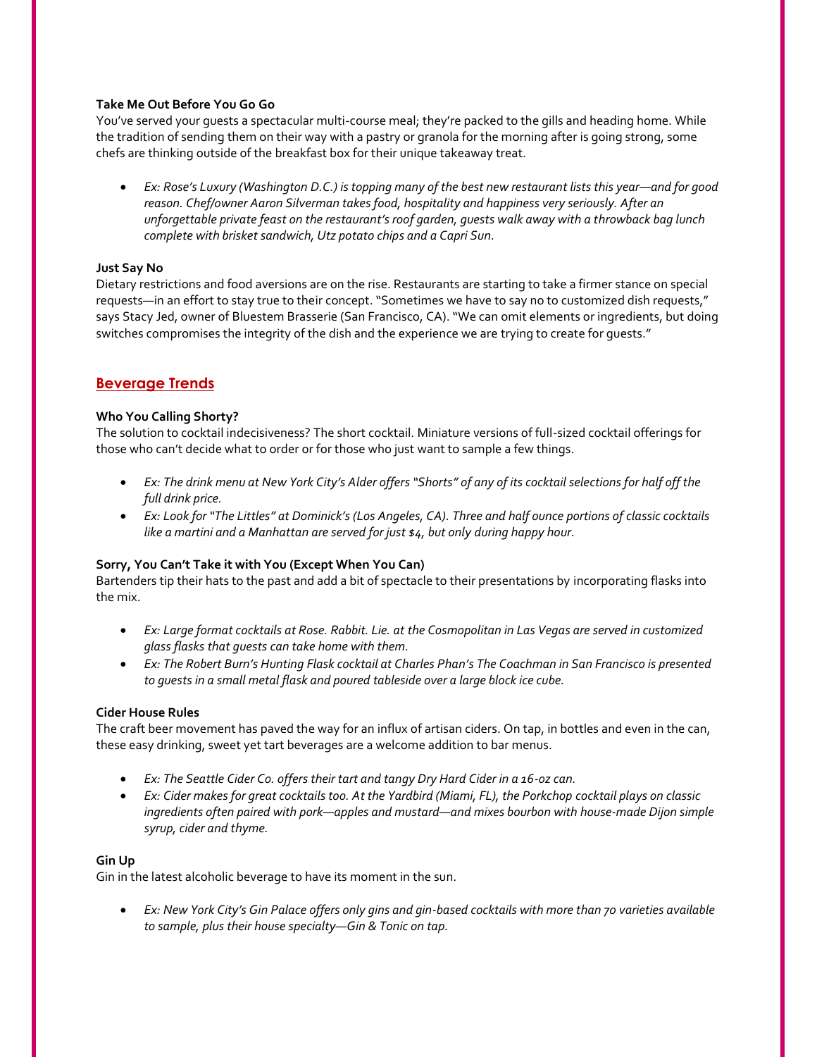**Take Me Out Before You Go Go**

You've served your guests a spectacular multi-course meal; they're packed to the gills and heading home. While the tradition of sending them on their way with a pastry or granola for the morning after is going strong, some chefs are thinking outside of the breakfast box for their unique takeaway treat.

- *Ex: Rose's Luxury (Washington D.C.) is topping many of the best new restaurant lists this year—and for good reason. Chef/owner Aaron Silverman takes food, hospitality and happiness very seriously. After an unforgettable private feast on the restaurant's roof garden, guests walk away with a throwback bag lunch complete with brisket sandwich, Utz potato chips and a Capri Sun.*

**Just Say No**

Dietary restrictions and food aversions are on the rise. Restaurants are starting to take a firmer stance on special requests—in an effort to stay true to their concept. "Sometimes we have to say no to customized dish requests," says Stacy Jed, owner of Bluestem Brasserie (San Francisco, CA). "We can omit elements or ingredients, but doing switches compromises the integrity of the dish and the experience we are trying to create for guests."

## Beverage Trends

**Who You Calling Shorty?**

The solution to cocktail indecisiveness? The short cocktail. Miniature versions of full-sized cocktail offerings for those who can't decide what to order or for those who just want to sample a few things.

- *Ex: The drink menu at New York City's Alder offers "Shorts" of any of its cocktail selections for half off the full drink price.*
- *Ex: Look for "The Littles" at Dominick's (Los Angeles, CA). Three and half ounce portions of classic cocktails like a martini and a Manhattan are served for just $4, but only during happy hour.*

**Sorry, You Can't Take it with You (Except When You Can)**

Bartenders tip their hats to the past and add a bit of spectacle to their presentations by incorporating flasks into the mix.

- *Ex: Large format cocktails at Rose. Rabbit. Lie. at the Cosmopolitan in Las Vegas are served in customized glass flasks that guests can take home with them.*
- *Ex: The Robert Burn's Hunting Flask cocktail at Charles Phan's The Coachman in San Francisco is presented to guests in a small metal flask and poured tableside over a large block ice cube.*

**Cider House Rules**

The craft beer movement has paved the way for an influx of artisan ciders. On tap, in bottles and even in the can, these easy drinking, sweet yet tart beverages are a welcome addition to bar menus.

- *Ex: The Seattle Cider Co. offers their tart and tangy Dry Hard Cider in a 16-oz can.*
- *Ex: Cider makes for great cocktails too. At the Yardbird (Miami, FL), the Porkchop cocktail plays on classic ingredients often paired with pork—apples and mustard—and mixes bourbon with house-made Dijon simple syrup, cider and thyme.*

**Gin Up**

Gin in the latest alcoholic beverage to have its moment in the sun.

- *Ex: New York City's Gin Palace offers only gins and gin-based cocktails with more than 70 varieties available to sample, plus their house specialty—Gin & Tonic on tap.*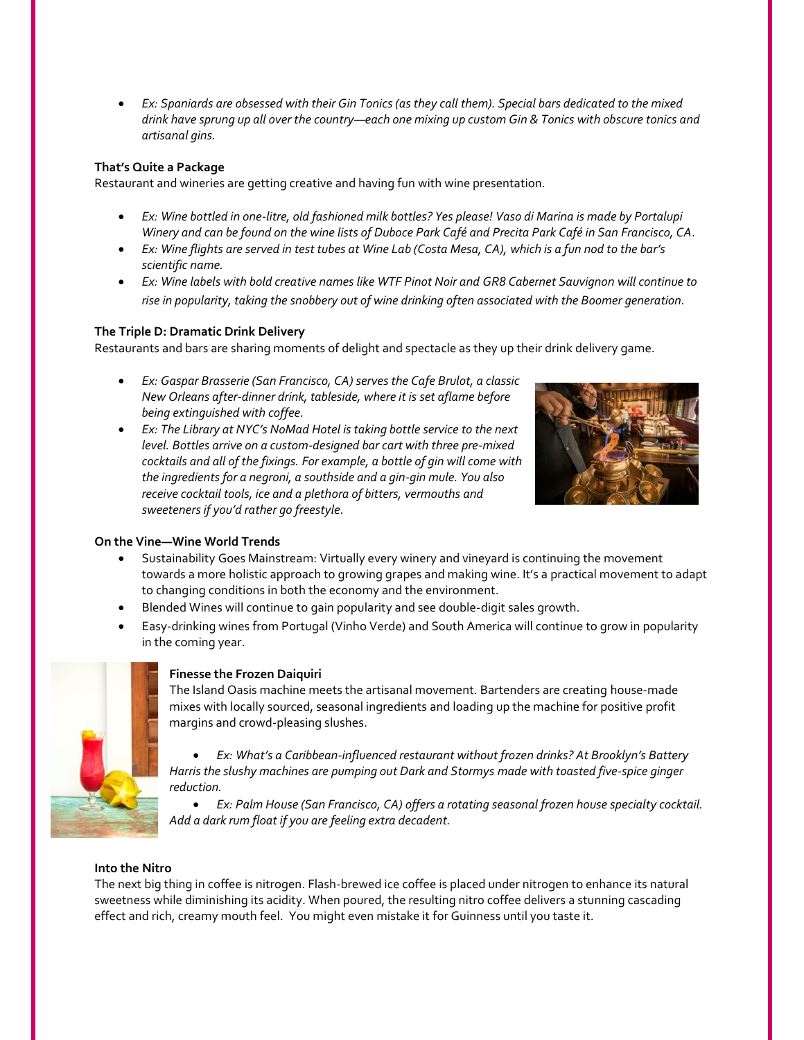- *Ex: Spaniards are obsessed with their Gin Tonics (as they call them). Special bars dedicated to the mixed drink have sprung up all over the country—each one mixing up custom Gin & Tonics with obscure tonics and artisanal gins.*

**That's Quite a Package**

Restaurant and wineries are getting creative and having fun with wine presentation.

- *Ex: Wine bottled in one-litre, old fashioned milk bottles? Yes please! Vaso di Marina is made by Portalupi Winery and can be found on the wine lists of Duboce Park Café and Precita Park Café in San Francisco, CA.*
- *Ex: Wine flights are served in test tubes at Wine Lab (Costa Mesa, CA), which is a fun nod to the bar's scientific name.*
- *Ex: Wine labels with bold creative names like WTF Pinot Noir and GR8 Cabernet Sauvignon will continue to rise in popularity, taking the snobbery out of wine drinking often associated with the Boomer generation.*

**The Triple D: Dramatic Drink Delivery**

Restaurants and bars are sharing moments of delight and spectacle as they up their drink delivery game.

- *Ex: Gaspar Brasserie (San Francisco, CA) serves the Cafe Brulot, a classic New Orleans after-dinner drink, tableside, where it is set aflame before being extinguished with coffee.*
- *Ex: The Library at NYC's NoMad Hotel is taking bottle service to the next level. Bottles arrive on a custom-designed bar cart with three pre-mixed cocktails and all of the fixings. For example, a bottle of gin will come with the ingredients for a negroni, a southside and a gin-gin mule. You also receive cocktail tools, ice and a plethora of bitters, vermouths and sweeteners if you'd rather go freestyle.*

**On the Vine—Wine World Trends**

- Sustainability Goes Mainstream: Virtually every winery and vineyard is continuing the movement towards a more holistic approach to growing grapes and making wine. It's a practical movement to adapt to changing conditions in both the economy and the environment.
- Blended Wines will continue to gain popularity and see double-digit sales growth.
- Easy-drinking wines from Portugal (Vinho Verde) and South America will continue to grow in popularity in the coming year.

**Finesse the Frozen Daiquiri**

The Island Oasis machine meets the artisanal movement. Bartenders are creating house-made mixes with locally sourced, seasonal ingredients and loading up the machine for positive profit margins and crowd-pleasing slushes.

- *Ex: What's a Caribbean-influenced restaurant without frozen drinks? At Brooklyn's Battery Harris the slushy machines are pumping out Dark and Stormys made with toasted five-spice ginger reduction.*
- *Ex: Palm House (San Francisco, CA) offers a rotating seasonal frozen house specialty cocktail. Add a dark rum float if you are feeling extra decadent.*

**Into the Nitro**

The next big thing in coffee is nitrogen. Flash-brewed ice coffee is placed under nitrogen to enhance its natural sweetness while diminishing its acidity. When poured, the resulting nitro coffee delivers a stunning cascading effect and rich, creamy mouth feel. You might even mistake it for Guinness until you taste it.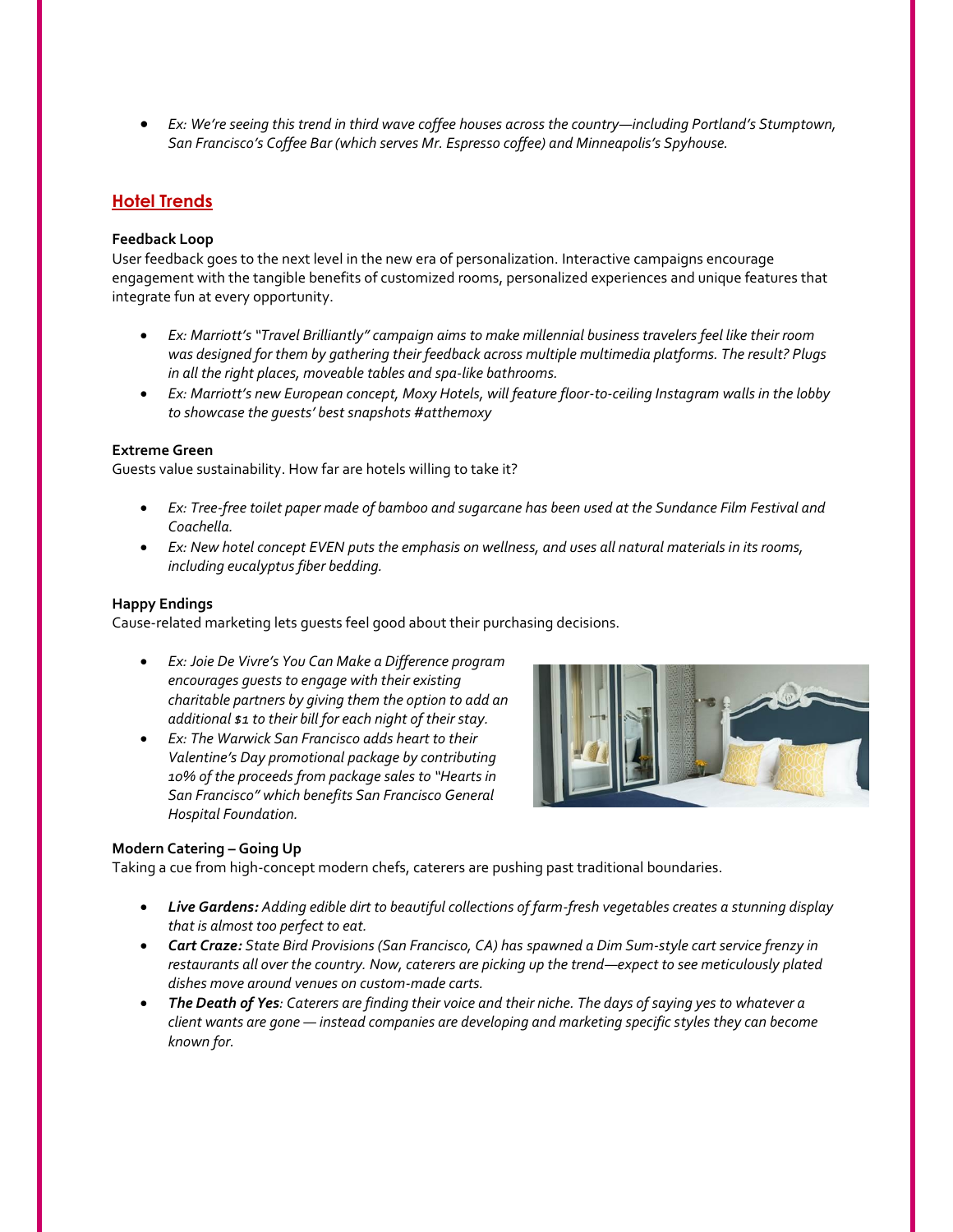- *Ex: We're seeing this trend in third wave coffee houses across the country—including Portland's Stumptown, San Francisco's Coffee Bar (which serves Mr. Espresso coffee) and Minneapolis's Spyhouse.*

## Hotel Trends

**Feedback Loop**

User feedback goes to the next level in the new era of personalization. Interactive campaigns encourage engagement with the tangible benefits of customized rooms, personalized experiences and unique features that integrate fun at every opportunity.

- *Ex: Marriott's "Travel Brilliantly" campaign aims to make millennial business travelers feel like their room was designed for them by gathering their feedback across multiple multimedia platforms. The result? Plugs in all the right places, moveable tables and spa-like bathrooms.*
- *Ex: Marriott's new European concept, Moxy Hotels, will feature floor-to-ceiling Instagram walls in the lobby to showcase the guests' best snapshots #atthemoxy*

**Extreme Green**

Guests value sustainability. How far are hotels willing to take it?

- *Ex: Tree-free toilet paper made of bamboo and sugarcane has been used at the Sundance Film Festival and Coachella.*
- *Ex: New hotel concept EVEN puts the emphasis on wellness, and uses all natural materials in its rooms, including eucalyptus fiber bedding.*

**Happy Endings**

Cause-related marketing lets guests feel good about their purchasing decisions.

- *Ex: Joie De Vivre's You Can Make a Difference program encourages guests to engage with their existing charitable partners by giving them the option to add an additional $1 to their bill for each night of their stay.*
- *Ex: The Warwick San Francisco adds heart to their Valentine's Day promotional package by contributing 10% of the proceeds from package sales to "Hearts in San Francisco" which benefits San Francisco General Hospital Foundation.*

**Modern Catering – Going Up**

Taking a cue from high-concept modern chefs, caterers are pushing past traditional boundaries.

- ***Live Gardens:*** *Adding edible dirt to beautiful collections of farm-fresh vegetables creates a stunning display that is almost too perfect to eat.*
- ***Cart Craze:*** *State Bird Provisions (San Francisco, CA) has spawned a Dim Sum-style cart service frenzy in restaurants all over the country. Now, caterers are picking up the trend—expect to see meticulously plated dishes move around venues on custom-made carts.*
- ***The Death of Yes****: Caterers are finding their voice and their niche. The days of saying yes to whatever a client wants are gone — instead companies are developing and marketing specific styles they can become known for.*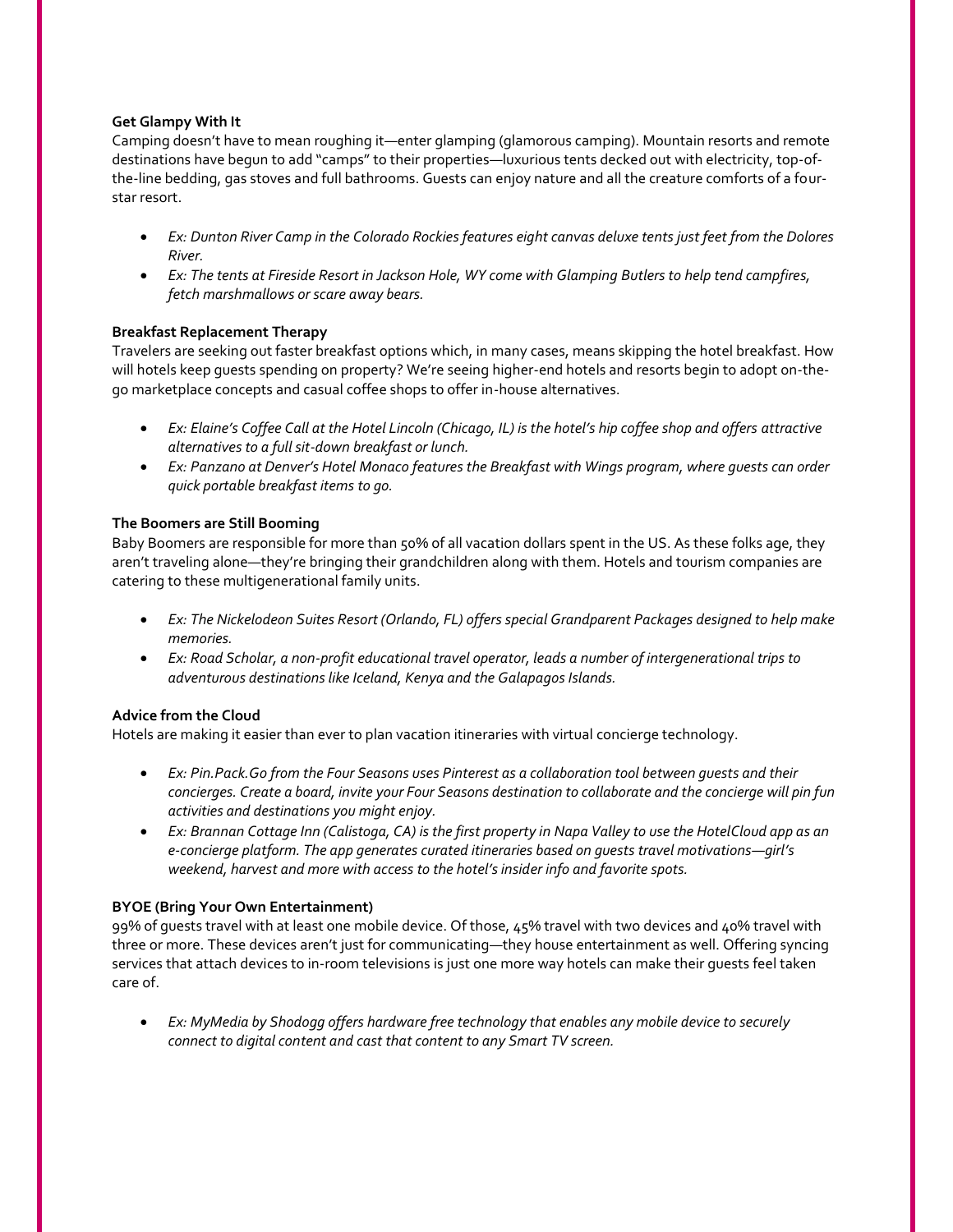**Get Glampy With It**

Camping doesn't have to mean roughing it—enter glamping (glamorous camping). Mountain resorts and remote destinations have begun to add "camps" to their properties—luxurious tents decked out with electricity, top-of-the-line bedding, gas stoves and full bathrooms. Guests can enjoy nature and all the creature comforts of a four-star resort.

- *Ex: Dunton River Camp in the Colorado Rockies features eight canvas deluxe tents just feet from the Dolores River.*
- *Ex: The tents at Fireside Resort in Jackson Hole, WY come with Glamping Butlers to help tend campfires, fetch marshmallows or scare away bears.*

**Breakfast Replacement Therapy**

Travelers are seeking out faster breakfast options which, in many cases, means skipping the hotel breakfast. How will hotels keep guests spending on property? We're seeing higher-end hotels and resorts begin to adopt on-the-go marketplace concepts and casual coffee shops to offer in-house alternatives.

- *Ex: Elaine's Coffee Call at the Hotel Lincoln (Chicago, IL) is the hotel's hip coffee shop and offers attractive alternatives to a full sit-down breakfast or lunch.*
- *Ex: Panzano at Denver's Hotel Monaco features the Breakfast with Wings program, where guests can order quick portable breakfast items to go.*

**The Boomers are Still Booming**

Baby Boomers are responsible for more than 50% of all vacation dollars spent in the US. As these folks age, they aren't traveling alone—they're bringing their grandchildren along with them. Hotels and tourism companies are catering to these multigenerational family units.

- *Ex: The Nickelodeon Suites Resort (Orlando, FL) offers special Grandparent Packages designed to help make memories.*
- *Ex: Road Scholar, a non-profit educational travel operator, leads a number of intergenerational trips to adventurous destinations like Iceland, Kenya and the Galapagos Islands.*

**Advice from the Cloud**

Hotels are making it easier than ever to plan vacation itineraries with virtual concierge technology.

- *Ex: Pin.Pack.Go from the Four Seasons uses Pinterest as a collaboration tool between guests and their concierges. Create a board, invite your Four Seasons destination to collaborate and the concierge will pin fun activities and destinations you might enjoy.*
- *Ex: Brannan Cottage Inn (Calistoga, CA) is the first property in Napa Valley to use the HotelCloud app as an e-concierge platform. The app generates curated itineraries based on guests travel motivations—girl's weekend, harvest and more with access to the hotel's insider info and favorite spots.*

**BYOE (Bring Your Own Entertainment)**

99% of guests travel with at least one mobile device. Of those, 45% travel with two devices and 40% travel with three or more. These devices aren't just for communicating—they house entertainment as well. Offering syncing services that attach devices to in-room televisions is just one more way hotels can make their guests feel taken care of.

- *Ex: MyMedia by Shodogg offers hardware free technology that enables any mobile device to securely connect to digital content and cast that content to any Smart TV screen.*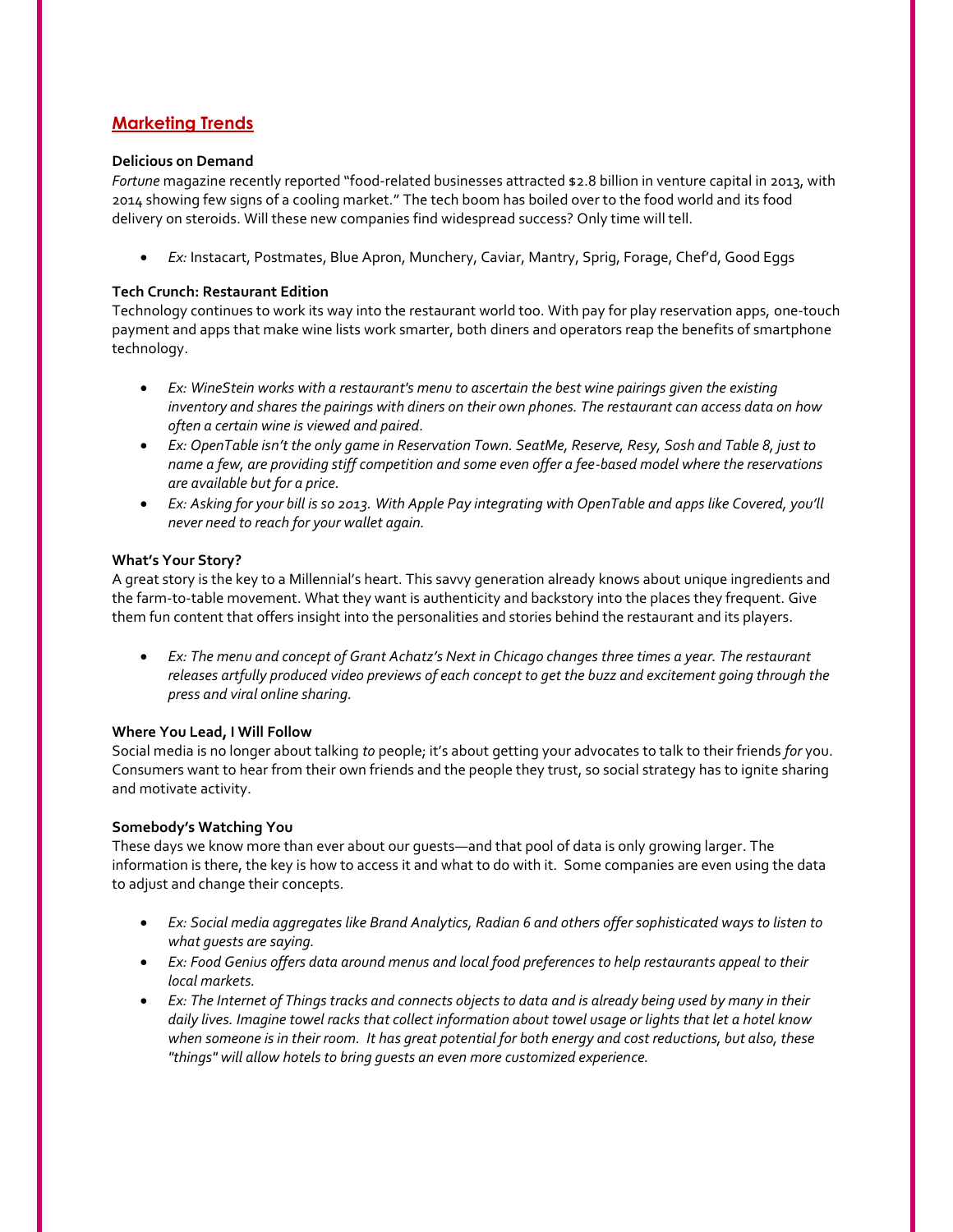## Marketing Trends

**Delicious on Demand**

*Fortune* magazine recently reported "food-related businesses attracted $2.8 billion in venture capital in 2013, with 2014 showing few signs of a cooling market." The tech boom has boiled over to the food world and its food delivery on steroids. Will these new companies find widespread success? Only time will tell.

- *Ex:* Instacart, Postmates, Blue Apron, Munchery, Caviar, Mantry, Sprig, Forage, Chef'd, Good Eggs

**Tech Crunch: Restaurant Edition**

Technology continues to work its way into the restaurant world too. With pay for play reservation apps, one-touch payment and apps that make wine lists work smarter, both diners and operators reap the benefits of smartphone technology.

- *Ex: WineStein works with a restaurant's menu to ascertain the best wine pairings given the existing inventory and shares the pairings with diners on their own phones. The restaurant can access data on how often a certain wine is viewed and paired.*
- *Ex: OpenTable isn't the only game in Reservation Town. SeatMe, Reserve, Resy, Sosh and Table 8, just to name a few, are providing stiff competition and some even offer a fee-based model where the reservations are available but for a price.*
- *Ex: Asking for your bill is so 2013. With Apple Pay integrating with OpenTable and apps like Covered, you'll never need to reach for your wallet again.*

**What's Your Story?**

A great story is the key to a Millennial's heart. This savvy generation already knows about unique ingredients and the farm-to-table movement. What they want is authenticity and backstory into the places they frequent. Give them fun content that offers insight into the personalities and stories behind the restaurant and its players.

- *Ex: The menu and concept of Grant Achatz's Next in Chicago changes three times a year. The restaurant releases artfully produced video previews of each concept to get the buzz and excitement going through the press and viral online sharing.*

**Where You Lead, I Will Follow**

Social media is no longer about talking *to* people; it's about getting your advocates to talk to their friends *for* you. Consumers want to hear from their own friends and the people they trust, so social strategy has to ignite sharing and motivate activity.

**Somebody's Watching You**

These days we know more than ever about our guests—and that pool of data is only growing larger. The information is there, the key is how to access it and what to do with it. Some companies are even using the data to adjust and change their concepts.

- *Ex: Social media aggregates like Brand Analytics, Radian 6 and others offer sophisticated ways to listen to what guests are saying.*
- *Ex: Food Genius offers data around menus and local food preferences to help restaurants appeal to their local markets.*
- *Ex: The Internet of Things tracks and connects objects to data and is already being used by many in their daily lives. Imagine towel racks that collect information about towel usage or lights that let a hotel know when someone is in their room. It has great potential for both energy and cost reductions, but also, these "things" will allow hotels to bring guests an even more customized experience.*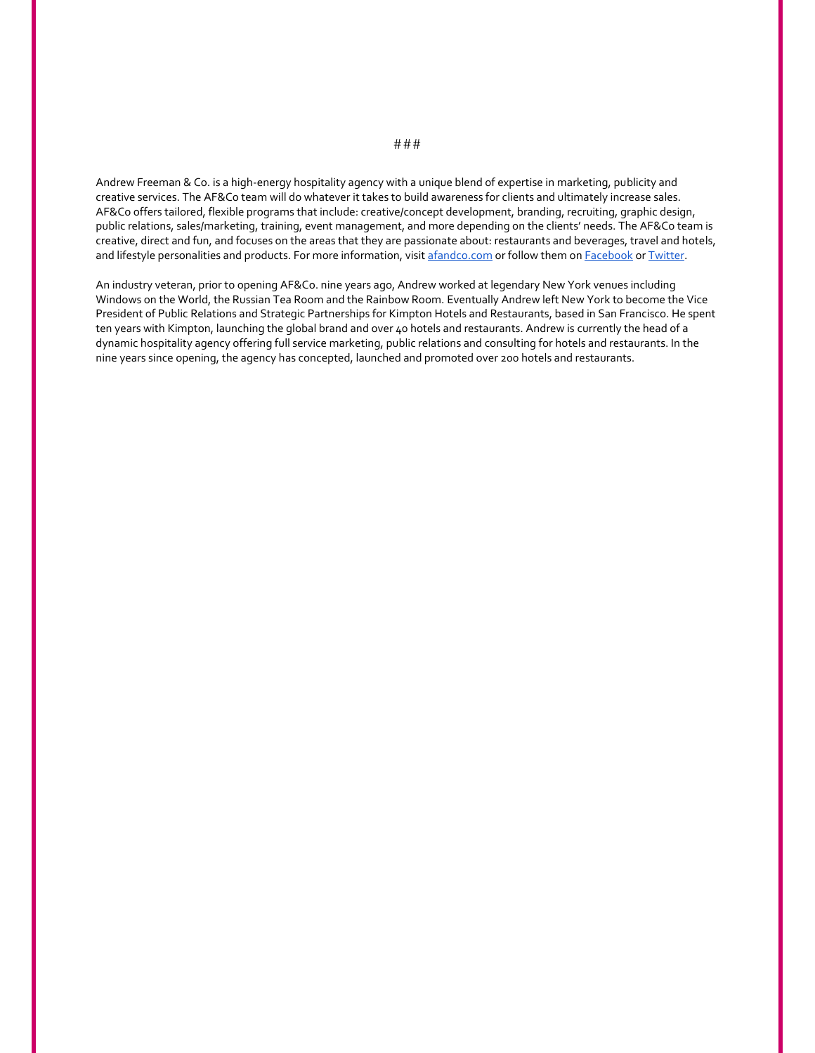###

Andrew Freeman & Co. is a high-energy hospitality agency with a unique blend of expertise in marketing, publicity and creative services. The AF&Co team will do whatever it takes to build awareness for clients and ultimately increase sales. AF&Co offers tailored, flexible programs that include: creative/concept development, branding, recruiting, graphic design, public relations, sales/marketing, training, event management, and more depending on the clients' needs. The AF&Co team is creative, direct and fun, and focuses on the areas that they are passionate about: restaurants and beverages, travel and hotels, and lifestyle personalities and products. For more information, visit afandco.com or follow them on Facebook or Twitter.

An industry veteran, prior to opening AF&Co. nine years ago, Andrew worked at legendary New York venues including Windows on the World, the Russian Tea Room and the Rainbow Room. Eventually Andrew left New York to become the Vice President of Public Relations and Strategic Partnerships for Kimpton Hotels and Restaurants, based in San Francisco. He spent ten years with Kimpton, launching the global brand and over 40 hotels and restaurants. Andrew is currently the head of a dynamic hospitality agency offering full service marketing, public relations and consulting for hotels and restaurants. In the nine years since opening, the agency has concepted, launched and promoted over 200 hotels and restaurants.